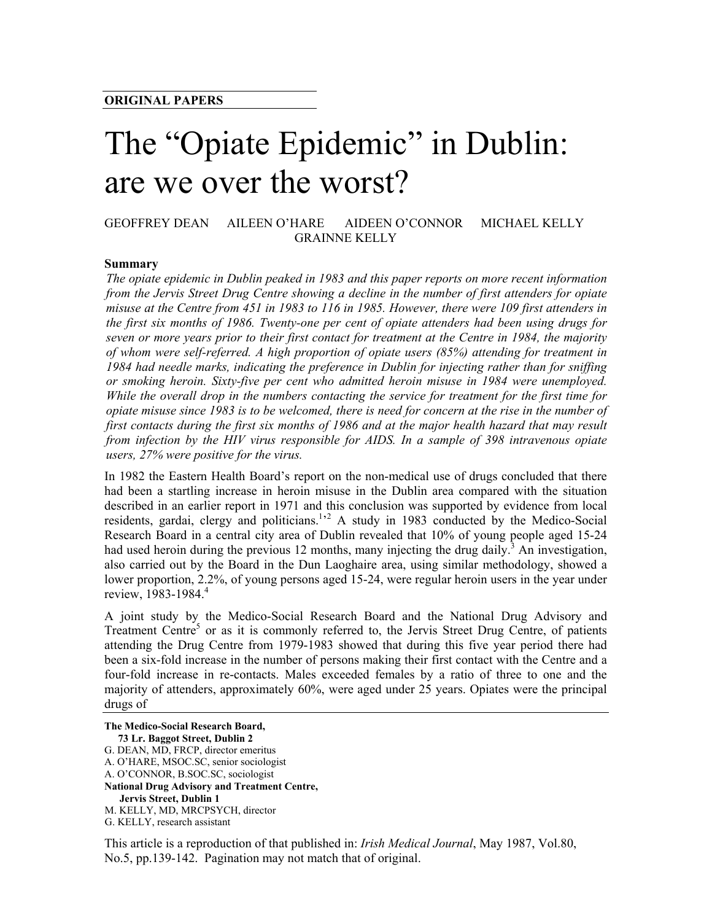**ORIGINAL PAPERS**

# The "Opiate Epidemic" in Dublin: are we over the worst?

GEOFFREY DEAN AILEEN O'HARE AIDEEN O'CONNOR MICHAEL KELLY GRAINNE KELLY

### Summary

*The opiate epidemic in Dublin peaked in 1983 and this paper reports on more recent information from the Jervis Street Drug Centre showing a decline in the number of first attenders for opiate misuse at the Centre from 451 in 1983 to 116 in 1985. However, there were 109 first attenders in the first six months of 1986. Twenty-one per cent of opiate attenders had been using drugs for seven or more years prior to their first contact for treatment at the Centre in 1984, the majority of whom were self-referred. A high proportion of opiate users (85%) attending for treatment in 1984 had needle marks, indicating the preference in Dublin for injecting rather than for sniffing or smoking heroin. Sixty-five per cent who admitted heroin misuse in 1984 were unemployed. While the overall drop in the numbers contacting the service for treatment for the first time for opiate misuse since 1983 is to be welcomed, there is need for concern at the rise in the number of first contacts during the first six months of 1986 and at the major health hazard that may result from infection by the HIV virus responsible for AIDS. In a sample of 398 intravenous opiate users, 27% were positive for the virus.*

In 1982 the Eastern Health Board's report on the non-medical use of drugs concluded that there had been a startling increase in heroin misuse in the Dublin area compared with the situation described in an earlier report in 1971 and this conclusion was supported by evidence from local residents, gardai, clergy and politicians.[1,2] A study in 1983 conducted by the Medico-Social Research Board in a central city area of Dublin revealed that 10% of young people aged 15-24 had used heroin during the previous 12 months, many injecting the drug daily.[3] An investigation, also carried out by the Board in the Dun Laoghaire area, using similar methodology, showed a lower proportion, 2.2%, of young persons aged 15-24, were regular heroin users in the year under review, 1983-1984.[4]

A joint study by the Medico-Social Research Board and the National Drug Advisory and Treatment Centre[5] or as it is commonly referred to, the Jervis Street Drug Centre, of patients attending the Drug Centre from 1979-1983 showed that during this five year period there had been a six-fold increase in the number of persons making their first contact with the Centre and a four-fold increase in re-contacts. Males exceeded females by a ratio of three to one and the majority of attenders, approximately 60%, were aged under 25 years. Opiates were the principal drugs of

---

**The Medico-Social Research Board,**
**73 Lr. Baggot Street, Dublin 2**
G. DEAN, MD, FRCP, director emeritus
A. O'HARE, MSOC.SC, senior sociologist
A. O'CONNOR, B.SOC.SC, sociologist
**National Drug Advisory and Treatment Centre,**
**Jervis Street, Dublin 1**
M. KELLY, MD, MRCPSYCH, director
G. KELLY, research assistant

This article is a reproduction of that published in: *Irish Medical Journal*, May 1987, Vol.80, No.5, pp.139-142. Pagination may not match that of original.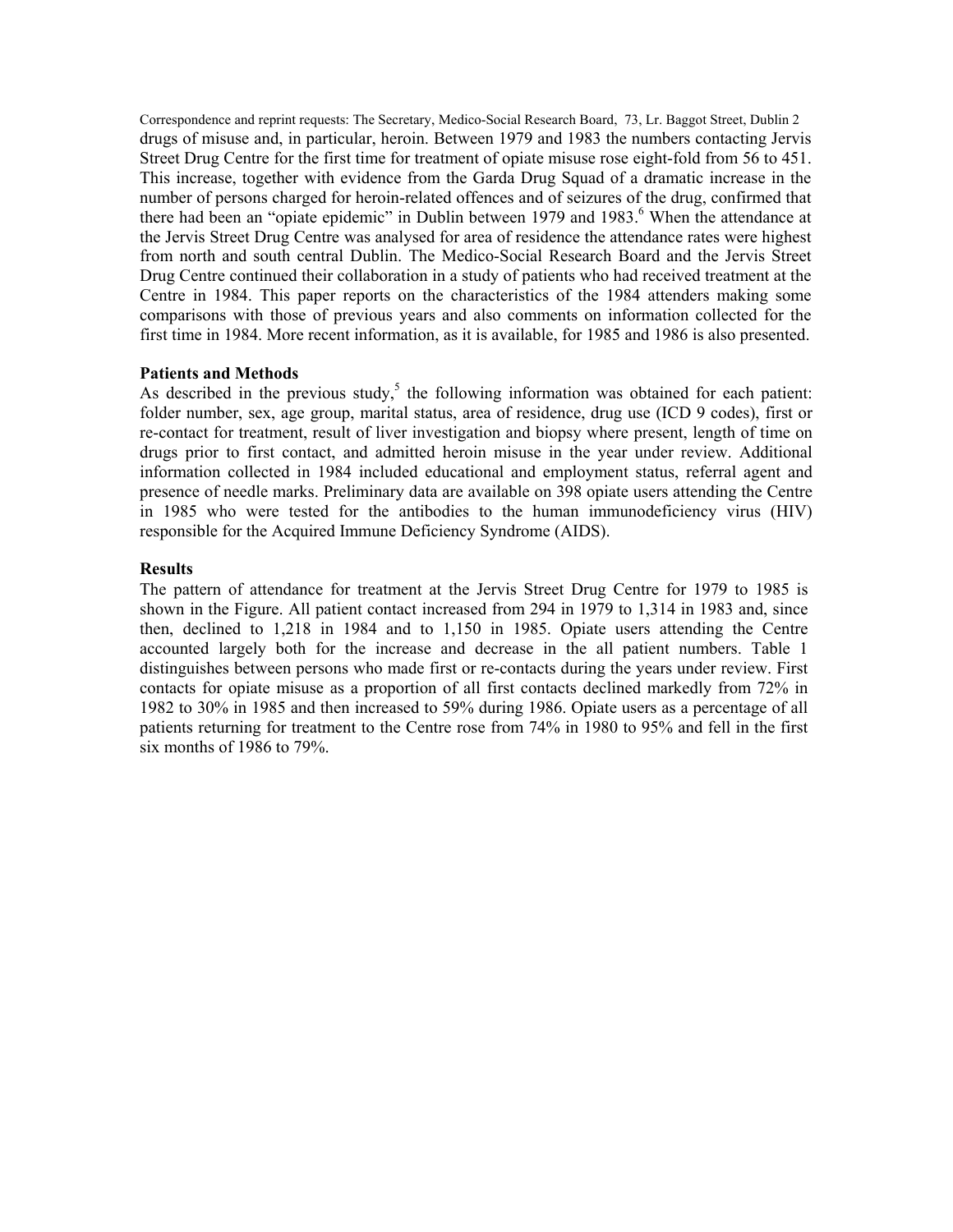Correspondence and reprint requests: The Secretary, Medico-Social Research Board, 73, Lr. Baggot Street, Dublin 2

drugs of misuse and, in particular, heroin. Between 1979 and 1983 the numbers contacting Jervis Street Drug Centre for the first time for treatment of opiate misuse rose eight-fold from 56 to 451. This increase, together with evidence from the Garda Drug Squad of a dramatic increase in the number of persons charged for heroin-related offences and of seizures of the drug, confirmed that there had been an "opiate epidemic" in Dublin between 1979 and 1983.[6] When the attendance at the Jervis Street Drug Centre was analysed for area of residence the attendance rates were highest from north and south central Dublin. The Medico-Social Research Board and the Jervis Street Drug Centre continued their collaboration in a study of patients who had received treatment at the Centre in 1984. This paper reports on the characteristics of the 1984 attenders making some comparisons with those of previous years and also comments on information collected for the first time in 1984. More recent information, as it is available, for 1985 and 1986 is also presented.

**Patients and Methods**

As described in the previous study,[5] the following information was obtained for each patient: folder number, sex, age group, marital status, area of residence, drug use (ICD 9 codes), first or re-contact for treatment, result of liver investigation and biopsy where present, length of time on drugs prior to first contact, and admitted heroin misuse in the year under review. Additional information collected in 1984 included educational and employment status, referral agent and presence of needle marks. Preliminary data are available on 398 opiate users attending the Centre in 1985 who were tested for the antibodies to the human immunodeficiency virus (HIV) responsible for the Acquired Immune Deficiency Syndrome (AIDS).

**Results**

The pattern of attendance for treatment at the Jervis Street Drug Centre for 1979 to 1985 is shown in the Figure. All patient contact increased from 294 in 1979 to 1,314 in 1983 and, since then, declined to 1,218 in 1984 and to 1,150 in 1985. Opiate users attending the Centre accounted largely both for the increase and decrease in the all patient numbers. Table 1 distinguishes between persons who made first or re-contacts during the years under review. First contacts for opiate misuse as a proportion of all first contacts declined markedly from 72% in 1982 to 30% in 1985 and then increased to 59% during 1986. Opiate users as a percentage of all patients returning for treatment to the Centre rose from 74% in 1980 to 95% and fell in the first six months of 1986 to 79%.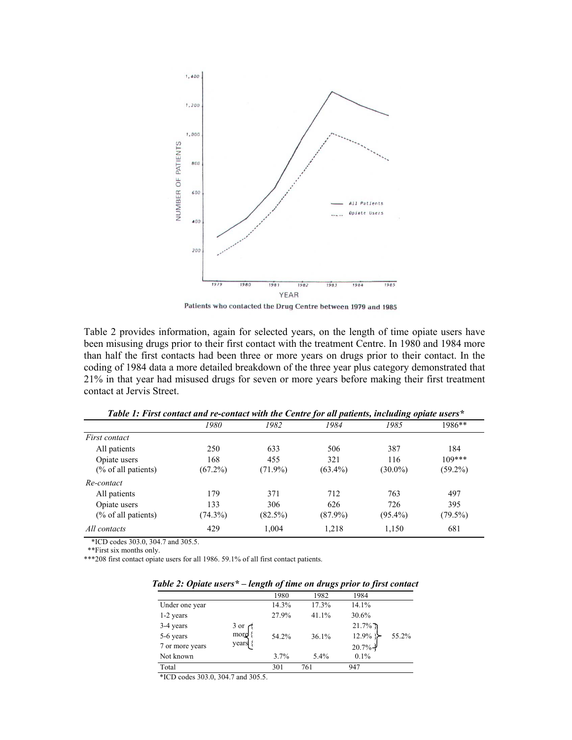Patients who contacted the Drug Centre between 1979 and 1985

Table 2 provides information, again for selected years, on the length of time opiate users have been misusing drugs prior to their first contact with the treatment Centre. In 1980 and 1984 more than half the first contacts had been three or more years on drugs prior to their contact. In the coding of 1984 data a more detailed breakdown of the three year plus category demonstrated that 21% in that year had misused drugs for seven or more years before making their first treatment contact at Jervis Street.

***Table 1: First contact and re-contact with the Centre for all patients, including opiate users****

| | *1980* | *1982* | *1984* | *1985* | 1986** |
|---|---|---|---|---|---|
| *First contact* | | | | | |
| All patients | 250 | 633 | 506 | 387 | 184 |
| Opiate users | 168 | 455 | 321 | 116 | 109*** |
| (% of all patients) | (67.2%) | (71.9%) | (63.4%) | (30.0%) | (59.2%) |
| *Re-contact* | | | | | |
| All patients | 179 | 371 | 712 | 763 | 497 |
| Opiate users | 133 | 306 | 626 | 726 | 395 |
| (% of all patients) | (74.3%) | (82.5%) | (87.9%) | (95.4%) | (79.5%) |
| *All contacts* | 429 | 1,004 | 1,218 | 1,150 | 681 |

*ICD codes 303.0, 304.7 and 305.5.
**First six months only.
***208 first contact opiate users for all 1986. 59.1% of all first contact patients.

***Table 2: Opiate users* – length of time on drugs prior to first contact***

| | | 1980 | 1982 | 1984 | |
|---|---|---|---|---|---|
| Under one year | | 14.3% | 17.3% | 14.1% | |
| 1-2 years | | 27.9% | 41.1% | 30.6% | |
| 3-4 years | 3 or more years | 54.2% | 36.1% | 21.7% | 55.2% |
| 5-6 years | | | | 12.9% | |
| 7 or more years | | | | 20.7% | |
| Not known | | 3.7% | 5.4% | 0.1% | |
| Total | | 301 | 761 | 947 | |

*ICD codes 303.0, 304.7 and 305.5.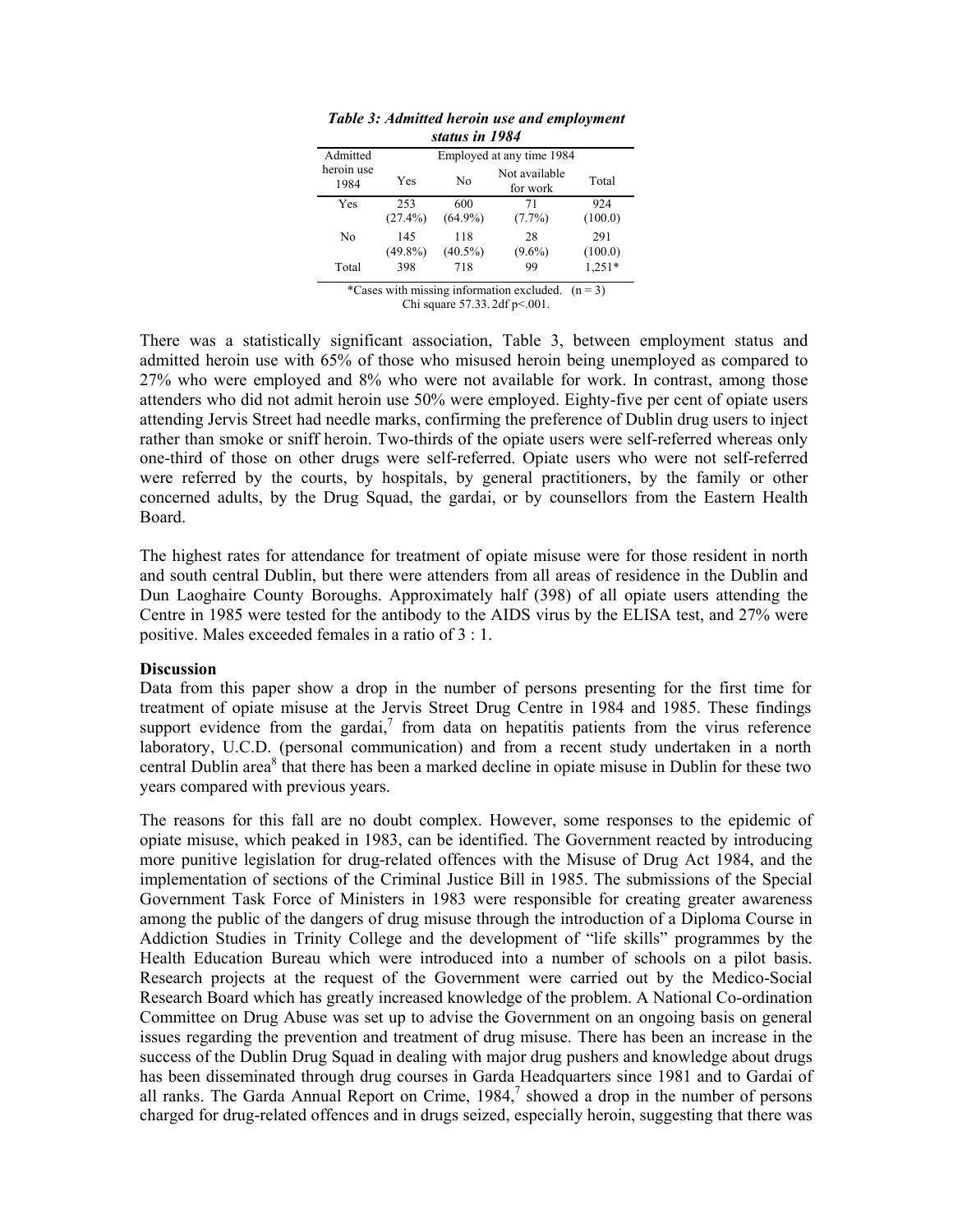***Table 3: Admitted heroin use and employment status in 1984***

| Admitted heroin use 1984 | Employed at any time 1984 | | | |
|---|---|---|---|---|
| | Yes | No | Not available for work | Total |
| Yes | 253 (27.4%) | 600 (64.9%) | 71 (7.7%) | 924 (100.0) |
| No | 145 (49.8%) | 118 (40.5%) | 28 (9.6%) | 291 (100.0) |
| Total | 398 | 718 | 99 | 1,251* |

*Cases with missing information excluded. (n = 3)
Chi square 57.33. 2df p<.001.

There was a statistically significant association, Table 3, between employment status and admitted heroin use with 65% of those who misused heroin being unemployed as compared to 27% who were employed and 8% who were not available for work. In contrast, among those attenders who did not admit heroin use 50% were employed. Eighty-five per cent of opiate users attending Jervis Street had needle marks, confirming the preference of Dublin drug users to inject rather than smoke or sniff heroin. Two-thirds of the opiate users were self-referred whereas only one-third of those on other drugs were self-referred. Opiate users who were not self-referred were referred by the courts, by hospitals, by general practitioners, by the family or other concerned adults, by the Drug Squad, the gardai, or by counsellors from the Eastern Health Board.

The highest rates for attendance for treatment of opiate misuse were for those resident in north and south central Dublin, but there were attenders from all areas of residence in the Dublin and Dun Laoghaire County Boroughs. Approximately half (398) of all opiate users attending the Centre in 1985 were tested for the antibody to the AIDS virus by the ELISA test, and 27% were positive. Males exceeded females in a ratio of 3 : 1.

**Discussion**

Data from this paper show a drop in the number of persons presenting for the first time for treatment of opiate misuse at the Jervis Street Drug Centre in 1984 and 1985. These findings support evidence from the gardai,[7] from data on hepatitis patients from the virus reference laboratory, U.C.D. (personal communication) and from a recent study undertaken in a north central Dublin area[8] that there has been a marked decline in opiate misuse in Dublin for these two years compared with previous years.

The reasons for this fall are no doubt complex. However, some responses to the epidemic of opiate misuse, which peaked in 1983, can be identified. The Government reacted by introducing more punitive legislation for drug-related offences with the Misuse of Drug Act 1984, and the implementation of sections of the Criminal Justice Bill in 1985. The submissions of the Special Government Task Force of Ministers in 1983 were responsible for creating greater awareness among the public of the dangers of drug misuse through the introduction of a Diploma Course in Addiction Studies in Trinity College and the development of "life skills" programmes by the Health Education Bureau which were introduced into a number of schools on a pilot basis. Research projects at the request of the Government were carried out by the Medico-Social Research Board which has greatly increased knowledge of the problem. A National Co-ordination Committee on Drug Abuse was set up to advise the Government on an ongoing basis on general issues regarding the prevention and treatment of drug misuse. There has been an increase in the success of the Dublin Drug Squad in dealing with major drug pushers and knowledge about drugs has been disseminated through drug courses in Garda Headquarters since 1981 and to Gardai of all ranks. The Garda Annual Report on Crime, 1984,[7] showed a drop in the number of persons charged for drug-related offences and in drugs seized, especially heroin, suggesting that there was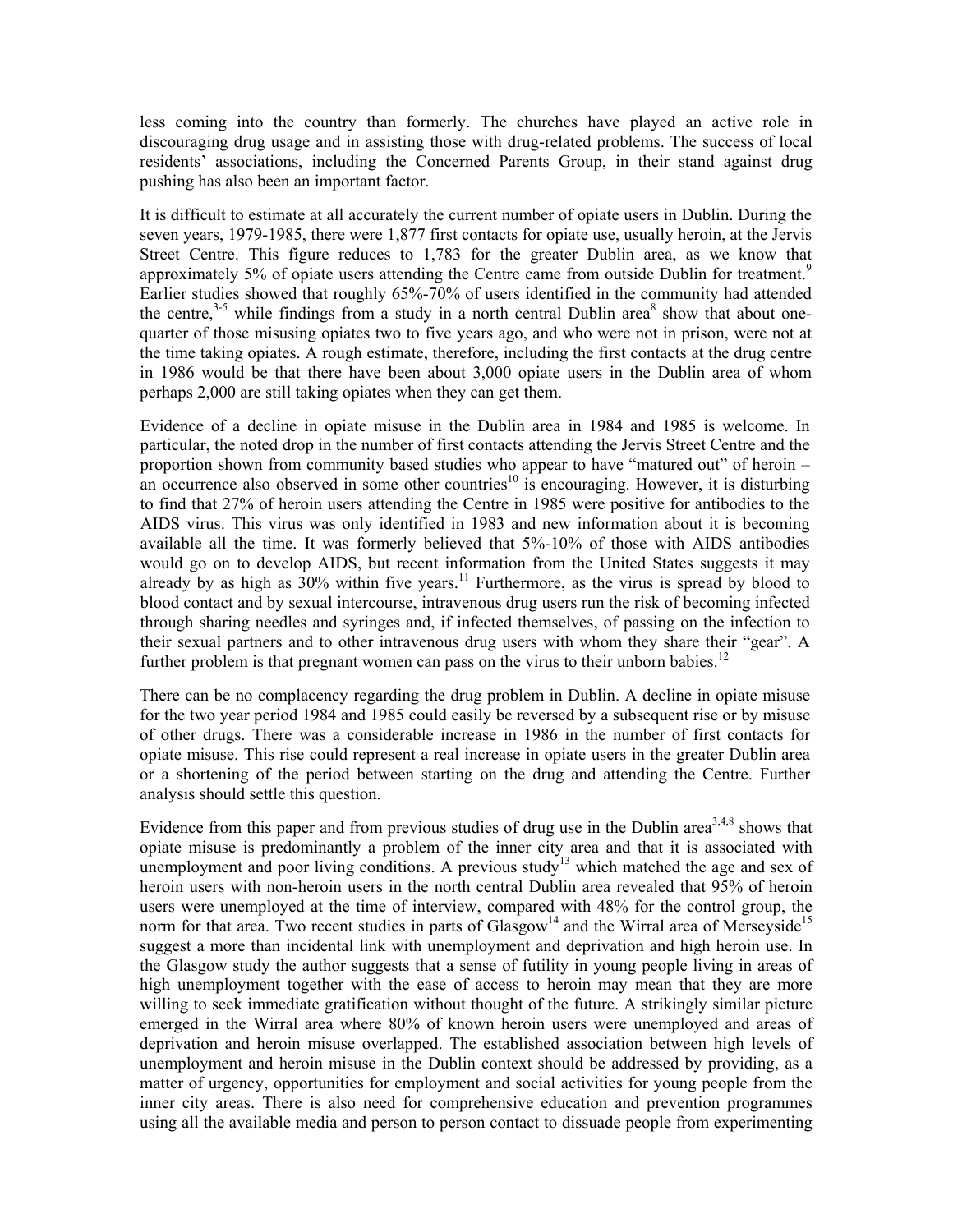less coming into the country than formerly. The churches have played an active role in discouraging drug usage and in assisting those with drug-related problems. The success of local residents' associations, including the Concerned Parents Group, in their stand against drug pushing has also been an important factor.

It is difficult to estimate at all accurately the current number of opiate users in Dublin. During the seven years, 1979-1985, there were 1,877 first contacts for opiate use, usually heroin, at the Jervis Street Centre. This figure reduces to 1,783 for the greater Dublin area, as we know that approximately 5% of opiate users attending the Centre came from outside Dublin for treatment.[9] Earlier studies showed that roughly 65%-70% of users identified in the community had attended the centre,[3-5] while findings from a study in a north central Dublin area[8] show that about one-quarter of those misusing opiates two to five years ago, and who were not in prison, were not at the time taking opiates. A rough estimate, therefore, including the first contacts at the drug centre in 1986 would be that there have been about 3,000 opiate users in the Dublin area of whom perhaps 2,000 are still taking opiates when they can get them.

Evidence of a decline in opiate misuse in the Dublin area in 1984 and 1985 is welcome. In particular, the noted drop in the number of first contacts attending the Jervis Street Centre and the proportion shown from community based studies who appear to have "matured out" of heroin – an occurrence also observed in some other countries[10] is encouraging. However, it is disturbing to find that 27% of heroin users attending the Centre in 1985 were positive for antibodies to the AIDS virus. This virus was only identified in 1983 and new information about it is becoming available all the time. It was formerly believed that 5%-10% of those with AIDS antibodies would go on to develop AIDS, but recent information from the United States suggests it may already by as high as 30% within five years.[11] Furthermore, as the virus is spread by blood to blood contact and by sexual intercourse, intravenous drug users run the risk of becoming infected through sharing needles and syringes and, if infected themselves, of passing on the infection to their sexual partners and to other intravenous drug users with whom they share their "gear". A further problem is that pregnant women can pass on the virus to their unborn babies.[12]

There can be no complacency regarding the drug problem in Dublin. A decline in opiate misuse for the two year period 1984 and 1985 could easily be reversed by a subsequent rise or by misuse of other drugs. There was a considerable increase in 1986 in the number of first contacts for opiate misuse. This rise could represent a real increase in opiate users in the greater Dublin area or a shortening of the period between starting on the drug and attending the Centre. Further analysis should settle this question.

Evidence from this paper and from previous studies of drug use in the Dublin area[3,4,8] shows that opiate misuse is predominantly a problem of the inner city area and that it is associated with unemployment and poor living conditions. A previous study[13] which matched the age and sex of heroin users with non-heroin users in the north central Dublin area revealed that 95% of heroin users were unemployed at the time of interview, compared with 48% for the control group, the norm for that area. Two recent studies in parts of Glasgow[14] and the Wirral area of Merseyside[15] suggest a more than incidental link with unemployment and deprivation and high heroin use. In the Glasgow study the author suggests that a sense of futility in young people living in areas of high unemployment together with the ease of access to heroin may mean that they are more willing to seek immediate gratification without thought of the future. A strikingly similar picture emerged in the Wirral area where 80% of known heroin users were unemployed and areas of deprivation and heroin misuse overlapped. The established association between high levels of unemployment and heroin misuse in the Dublin context should be addressed by providing, as a matter of urgency, opportunities for employment and social activities for young people from the inner city areas. There is also need for comprehensive education and prevention programmes using all the available media and person to person contact to dissuade people from experimenting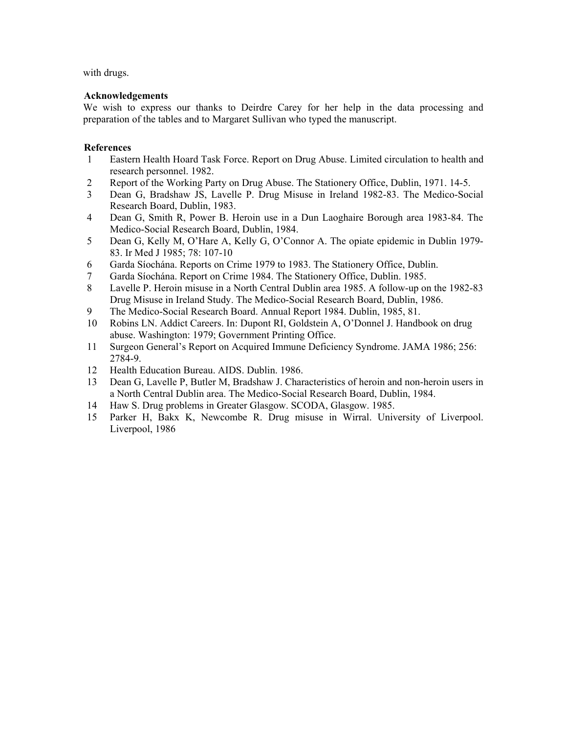with drugs.

**Acknowledgements**

We wish to express our thanks to Deirdre Carey for her help in the data processing and preparation of the tables and to Margaret Sullivan who typed the manuscript.

**References**

1. Eastern Health Hoard Task Force. Report on Drug Abuse. Limited circulation to health and research personnel. 1982.
2. Report of the Working Party on Drug Abuse. The Stationery Office, Dublin, 1971. 14-5.
3. Dean G, Bradshaw JS, Lavelle P. Drug Misuse in Ireland 1982-83. The Medico-Social Research Board, Dublin, 1983.
4. Dean G, Smith R, Power B. Heroin use in a Dun Laoghaire Borough area 1983-84. The Medico-Social Research Board, Dublin, 1984.
5. Dean G, Kelly M, O'Hare A, Kelly G, O'Connor A. The opiate epidemic in Dublin 1979-83. Ir Med J 1985; 78: 107-10
6. Garda Síochána. Reports on Crime 1979 to 1983. The Stationery Office, Dublin.
7. Garda Síochána. Report on Crime 1984. The Stationery Office, Dublin. 1985.
8. Lavelle P. Heroin misuse in a North Central Dublin area 1985. A follow-up on the 1982-83 Drug Misuse in Ireland Study. The Medico-Social Research Board, Dublin, 1986.
9. The Medico-Social Research Board. Annual Report 1984. Dublin, 1985, 81.
10. Robins LN. Addict Careers. In: Dupont RI, Goldstein A, O'Donnel J. Handbook on drug abuse. Washington: 1979; Government Printing Office.
11. Surgeon General's Report on Acquired Immune Deficiency Syndrome. JAMA 1986; 256: 2784-9.
12. Health Education Bureau. AIDS. Dublin. 1986.
13. Dean G, Lavelle P, Butler M, Bradshaw J. Characteristics of heroin and non-heroin users in a North Central Dublin area. The Medico-Social Research Board, Dublin, 1984.
14. Haw S. Drug problems in Greater Glasgow. SCODA, Glasgow. 1985.
15. Parker H, Bakx K, Newcombe R. Drug misuse in Wirral. University of Liverpool. Liverpool, 1986